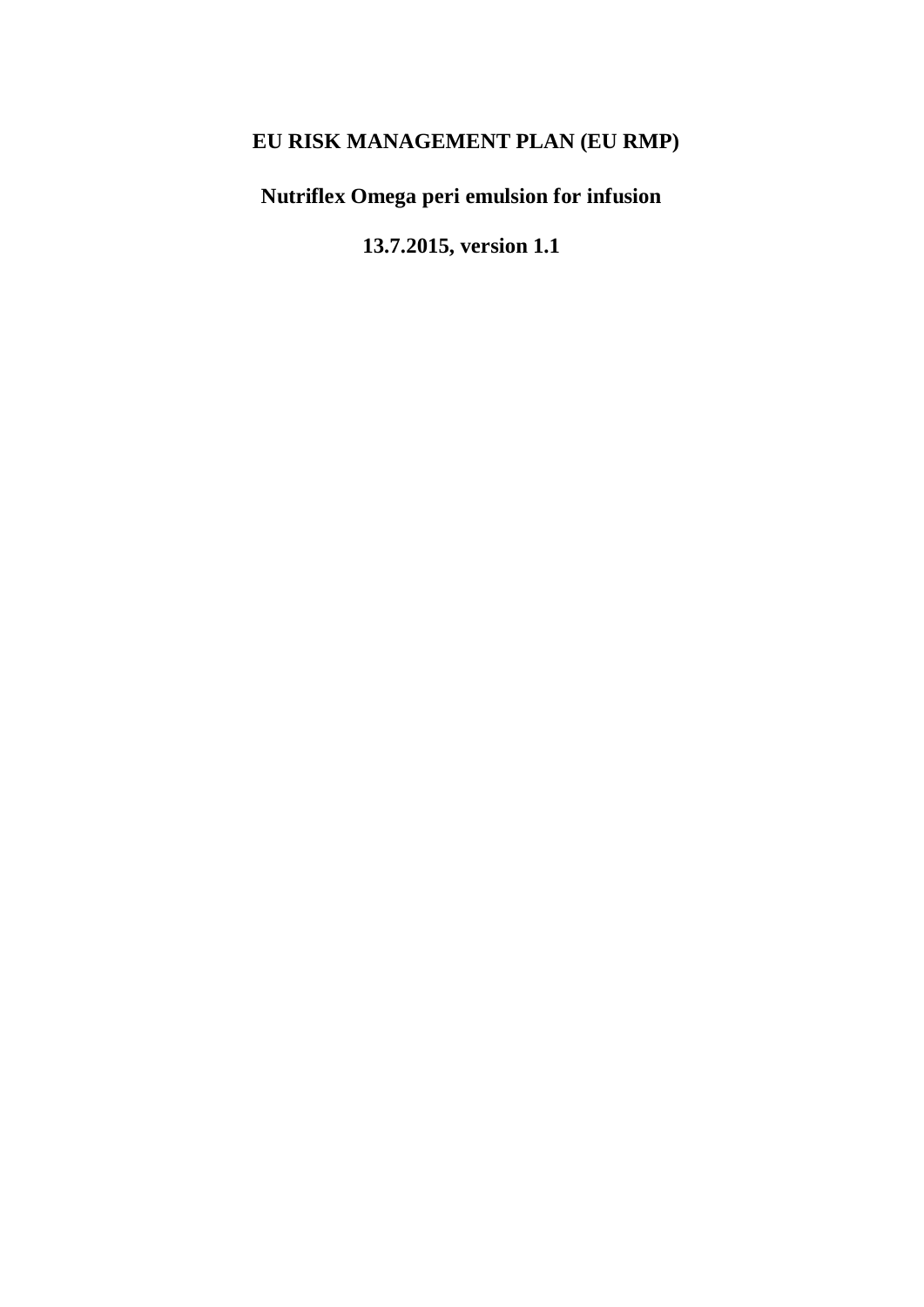# EU RISK MANAGEMENT PLAN (EU RMP)

## Nutriflex Omega peri emulsion for infusion

### 13.7.2015, version 1.1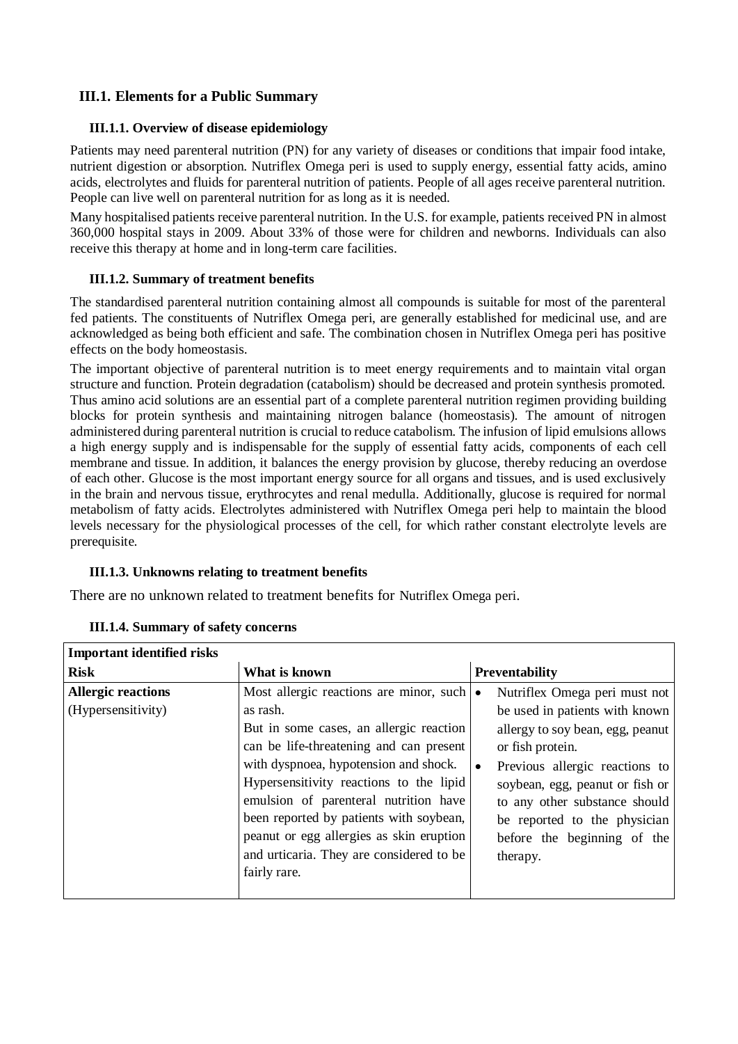## III.1. Elements for a Public Summary

### III.1.1. Overview of disease epidemiology

Patients may need parenteral nutrition (PN) for any variety of diseases or conditions that impair food intake, nutrient digestion or absorption. Nutriflex Omega peri is used to supply energy, essential fatty acids, amino acids, electrolytes and fluids for parenteral nutrition of patients. People of all ages receive parenteral nutrition. People can live well on parenteral nutrition for as long as it is needed.

Many hospitalised patients receive parenteral nutrition. In the U.S. for example, patients received PN in almost 360,000 hospital stays in 2009. About 33% of those were for children and newborns. Individuals can also receive this therapy at home and in long-term care facilities.

### III.1.2. Summary of treatment benefits

The standardised parenteral nutrition containing almost all compounds is suitable for most of the parenteral fed patients. The constituents of Nutriflex Omega peri, are generally established for medicinal use, and are acknowledged as being both efficient and safe. The combination chosen in Nutriflex Omega peri has positive effects on the body homeostasis.

The important objective of parenteral nutrition is to meet energy requirements and to maintain vital organ structure and function. Protein degradation (catabolism) should be decreased and protein synthesis promoted. Thus amino acid solutions are an essential part of a complete parenteral nutrition regimen providing building blocks for protein synthesis and maintaining nitrogen balance (homeostasis). The amount of nitrogen administered during parenteral nutrition is crucial to reduce catabolism. The infusion of lipid emulsions allows a high energy supply and is indispensable for the supply of essential fatty acids, components of each cell membrane and tissue. In addition, it balances the energy provision by glucose, thereby reducing an overdose of each other. Glucose is the most important energy source for all organs and tissues, and is used exclusively in the brain and nervous tissue, erythrocytes and renal medulla. Additionally, glucose is required for normal metabolism of fatty acids. Electrolytes administered with Nutriflex Omega peri help to maintain the blood levels necessary for the physiological processes of the cell, for which rather constant electrolyte levels are prerequisite.

### III.1.3. Unknowns relating to treatment benefits

There are no unknown related to treatment benefits for Nutriflex Omega peri.

### III.1.4. Summary of safety concerns

| **Important identified risks** | | |
|---|---|---|
| **Risk** | **What is known** | **Preventability** |
| **Allergic reactions** (Hypersensitivity) | Most allergic reactions are minor, such as rash.<br>But in some cases, an allergic reaction can be life-threatening and can present with dyspnoea, hypotension and shock.<br>Hypersensitivity reactions to the lipid emulsion of parenteral nutrition have been reported by patients with soybean, peanut or egg allergies as skin eruption and urticaria. They are considered to be fairly rare. | • Nutriflex Omega peri must not be used in patients with known allergy to soy bean, egg, peanut or fish protein.<br>• Previous allergic reactions to soybean, egg, peanut or fish or to any other substance should be reported to the physician before the beginning of the therapy. |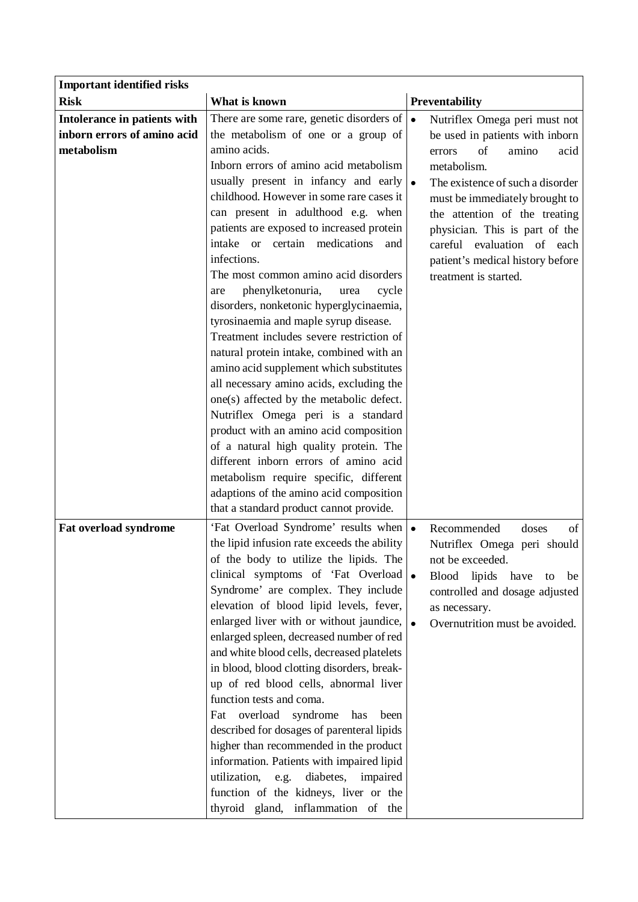| **Important identified risks** | | |
|---|---|---|
| **Risk** | **What is known** | **Preventability** |
| **Intolerance in patients with inborn errors of amino acid metabolism** | There are some rare, genetic disorders of the metabolism of one or a group of amino acids.<br>Inborn errors of amino acid metabolism usually present in infancy and early childhood. However in some rare cases it can present in adulthood e.g. when patients are exposed to increased protein intake or certain medications and infections.<br>The most common amino acid disorders are phenylketonuria, urea cycle disorders, nonketonic hyperglycinaemia, tyrosinaemia and maple syrup disease.<br>Treatment includes severe restriction of natural protein intake, combined with an amino acid supplement which substitutes all necessary amino acids, excluding the one(s) affected by the metabolic defect.<br>Nutriflex Omega peri is a standard product with an amino acid composition of a natural high quality protein. The different inborn errors of amino acid metabolism require specific, different adaptions of the amino acid composition that a standard product cannot provide. | • Nutriflex Omega peri must not be used in patients with inborn errors of amino acid metabolism.<br>• The existence of such a disorder must be immediately brought to the attention of the treating physician. This is part of the careful evaluation of each patient's medical history before treatment is started. |
| **Fat overload syndrome** | 'Fat Overload Syndrome' results when the lipid infusion rate exceeds the ability of the body to utilize the lipids. The clinical symptoms of 'Fat Overload Syndrome' are complex. They include elevation of blood lipid levels, fever, enlarged liver with or without jaundice, enlarged spleen, decreased number of red and white blood cells, decreased platelets in blood, blood clotting disorders, break-up of red blood cells, abnormal liver function tests and coma.<br>Fat overload syndrome has been described for dosages of parenteral lipids higher than recommended in the product information. Patients with impaired lipid utilization, e.g. diabetes, impaired function of the kidneys, liver or the thyroid gland, inflammation of the | • Recommended doses of Nutriflex Omega peri should not be exceeded.<br>• Blood lipids have to be controlled and dosage adjusted as necessary.<br>• Overnutrition must be avoided. |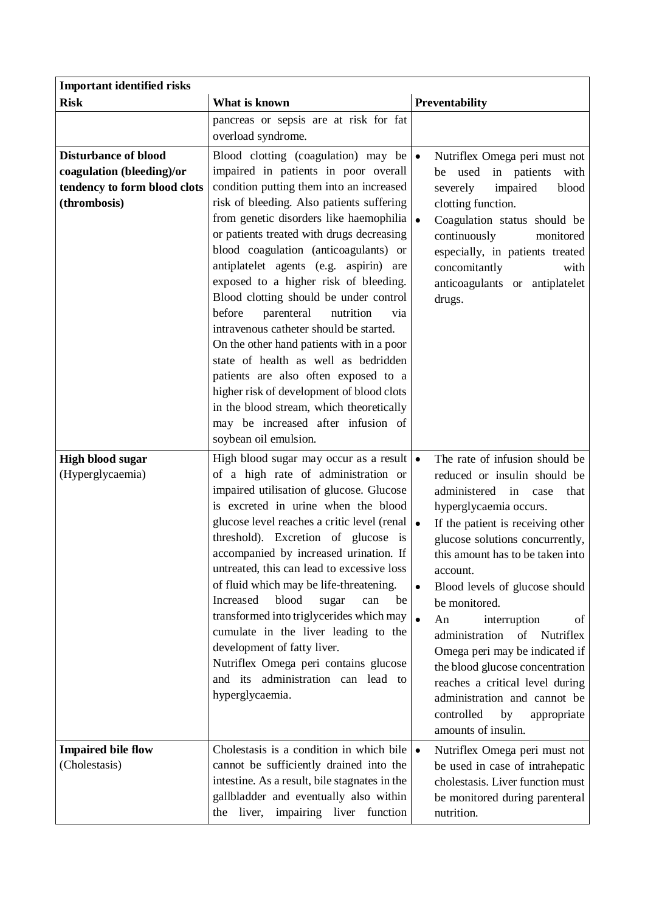| Important identified risks | | |
|---|---|---|
| **Risk** | **What is known** | **Preventability** |
| | pancreas or sepsis are at risk for fat overload syndrome. | |
| **Disturbance of blood coagulation (bleeding)/or tendency to form blood clots (thrombosis)** | Blood clotting (coagulation) may be impaired in patients in poor overall condition putting them into an increased risk of bleeding. Also patients suffering from genetic disorders like haemophilia or patients treated with drugs decreasing blood coagulation (anticoagulants) or antiplatelet agents (e.g. aspirin) are exposed to a higher risk of bleeding. Blood clotting should be under control before parenteral nutrition via intravenous catheter should be started. On the other hand patients with in a poor state of health as well as bedridden patients are also often exposed to a higher risk of development of blood clots in the blood stream, which theoretically may be increased after infusion of soybean oil emulsion. | • Nutriflex Omega peri must not be used in patients with severely impaired blood clotting function. <br> • Coagulation status should be continuously monitored especially, in patients treated concomitantly with anticoagulants or antiplatelet drugs. |
| **High blood sugar** (Hyperglycaemia) | High blood sugar may occur as a result of a high rate of administration or impaired utilisation of glucose. Glucose is excreted in urine when the blood glucose level reaches a critic level (renal threshold). Excretion of glucose is accompanied by increased urination. If untreated, this can lead to excessive loss of fluid which may be life-threatening. Increased blood sugar can be transformed into triglycerides which may cumulate in the liver leading to the development of fatty liver. Nutriflex Omega peri contains glucose and its administration can lead to hyperglycaemia. | • The rate of infusion should be reduced or insulin should be administered in case that hyperglycaemia occurs. <br> • If the patient is receiving other glucose solutions concurrently, this amount has to be taken into account. <br> • Blood levels of glucose should be monitored. <br> • An interruption of administration of Nutriflex Omega peri may be indicated if the blood glucose concentration reaches a critical level during administration and cannot be controlled by appropriate amounts of insulin. |
| **Impaired bile flow** (Cholestasis) | Cholestasis is a condition in which bile cannot be sufficiently drained into the intestine. As a result, bile stagnates in the gallbladder and eventually also within the liver, impairing liver function | • Nutriflex Omega peri must not be used in case of intrahepatic cholestasis. Liver function must be monitored during parenteral nutrition. |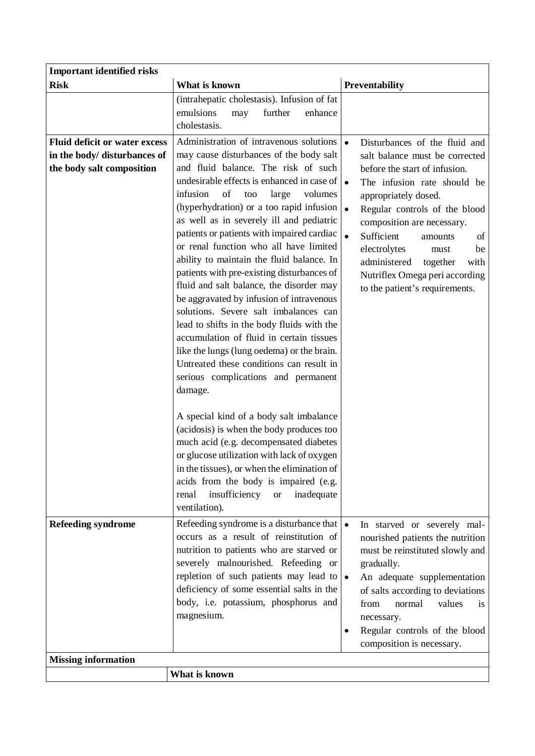| **Important identified risks** | | |
|---|---|---|
| **Risk** | **What is known** | **Preventability** |
| | (intrahepatic cholestasis). Infusion of fat emulsions may further enhance cholestasis. | |
| **Fluid deficit or water excess in the body/ disturbances of the body salt composition** | Administration of intravenous solutions may cause disturbances of the body salt and fluid balance. The risk of such undesirable effects is enhanced in case of infusion of too large volumes (hyperhydration) or a too rapid infusion as well as in severely ill and pediatric patients or patients with impaired cardiac or renal function who all have limited ability to maintain the fluid balance. In patients with pre-existing disturbances of fluid and salt balance, the disorder may be aggravated by infusion of intravenous solutions. Severe salt imbalances can lead to shifts in the body fluids with the accumulation of fluid in certain tissues like the lungs (lung oedema) or the brain. Untreated these conditions can result in serious complications and permanent damage.<br><br>A special kind of a body salt imbalance (acidosis) is when the body produces too much acid (e.g. decompensated diabetes or glucose utilization with lack of oxygen in the tissues), or when the elimination of acids from the body is impaired (e.g. renal insufficiency or inadequate ventilation). | • Disturbances of the fluid and salt balance must be corrected before the start of infusion.<br>• The infusion rate should be appropriately dosed.<br>• Regular controls of the blood composition are necessary.<br>• Sufficient amounts of electrolytes must be administered together with Nutriflex Omega peri according to the patient's requirements. |
| **Refeeding syndrome** | Refeeding syndrome is a disturbance that occurs as a result of reinstitution of nutrition to patients who are starved or severely malnourished. Refeeding or repletion of such patients may lead to deficiency of some essential salts in the body, i.e. potassium, phosphorus and magnesium. | • In starved or severely mal-nourished patients the nutrition must be reinstituted slowly and gradually.<br>• An adequate supplementation of salts according to deviations from normal values is necessary.<br>• Regular controls of the blood composition is necessary. |
| **Missing information** | | |
| | **What is known** | |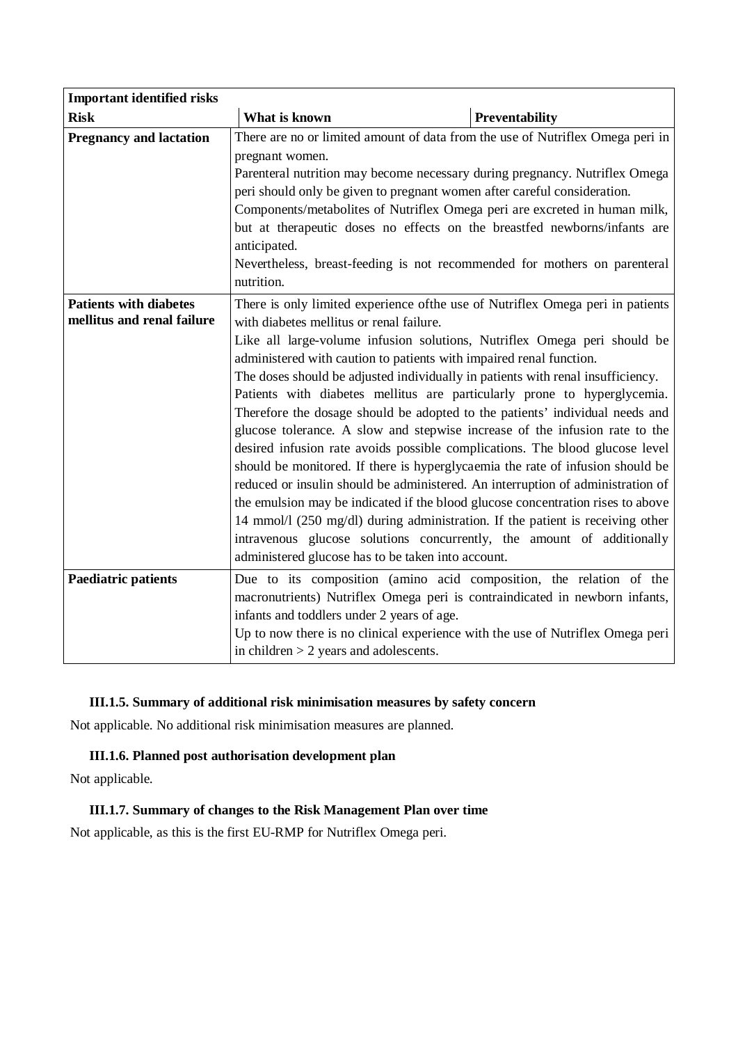| Important identified risks | | |
|---|---|---|
| **Risk** | **What is known** | **Preventability** |
| **Pregnancy and lactation** | There are no or limited amount of data from the use of Nutriflex Omega peri in pregnant women. Parenteral nutrition may become necessary during pregnancy. Nutriflex Omega peri should only be given to pregnant women after careful consideration. Components/metabolites of Nutriflex Omega peri are excreted in human milk, but at therapeutic doses no effects on the breastfed newborns/infants are anticipated. Nevertheless, breast-feeding is not recommended for mothers on parenteral nutrition. | |
| **Patients with diabetes mellitus and renal failure** | There is only limited experience ofthe use of Nutriflex Omega peri in patients with diabetes mellitus or renal failure. Like all large-volume infusion solutions, Nutriflex Omega peri should be administered with caution to patients with impaired renal function. The doses should be adjusted individually in patients with renal insufficiency. Patients with diabetes mellitus are particularly prone to hyperglycemia. Therefore the dosage should be adopted to the patients' individual needs and glucose tolerance. A slow and stepwise increase of the infusion rate to the desired infusion rate avoids possible complications. The blood glucose level should be monitored. If there is hyperglycaemia the rate of infusion should be reduced or insulin should be administered. An interruption of administration of the emulsion may be indicated if the blood glucose concentration rises to above 14 mmol/l (250 mg/dl) during administration. If the patient is receiving other intravenous glucose solutions concurrently, the amount of additionally administered glucose has to be taken into account. | |
| **Paediatric patients** | Due to its composition (amino acid composition, the relation of the macronutrients) Nutriflex Omega peri is contraindicated in newborn infants, infants and toddlers under 2 years of age. Up to now there is no clinical experience with the use of Nutriflex Omega peri in children > 2 years and adolescents. | |

### III.1.5. Summary of additional risk minimisation measures by safety concern

Not applicable. No additional risk minimisation measures are planned.

### III.1.6. Planned post authorisation development plan

Not applicable.

### III.1.7. Summary of changes to the Risk Management Plan over time

Not applicable, as this is the first EU-RMP for Nutriflex Omega peri.